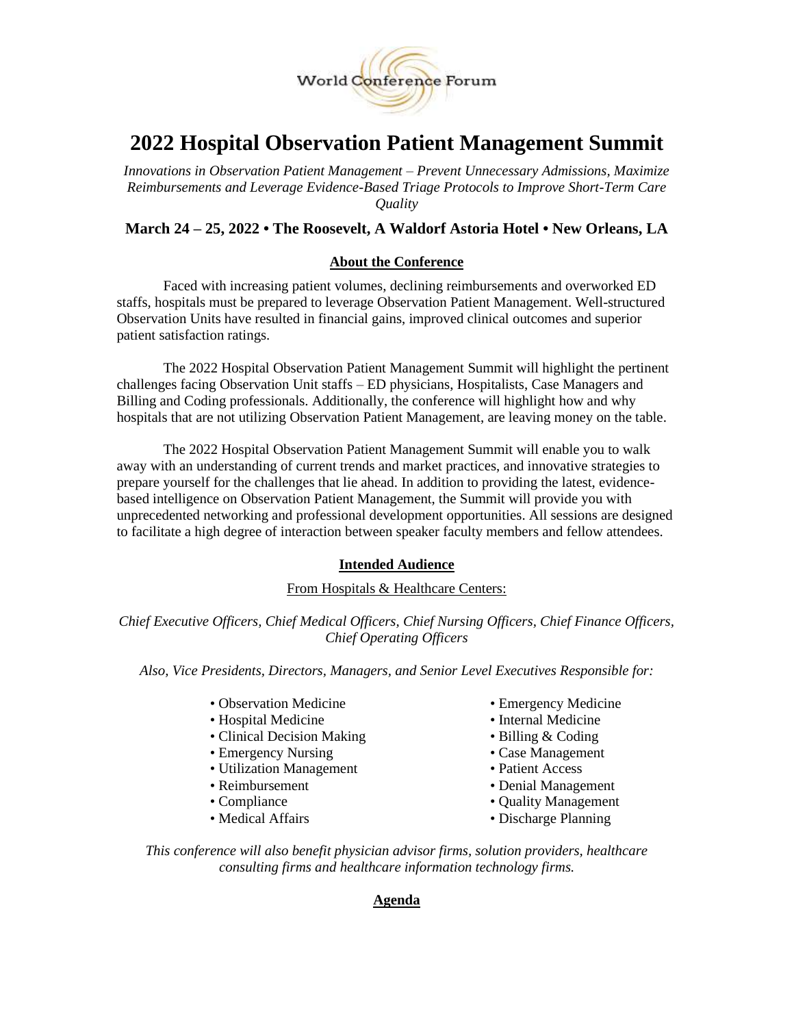World Conference Forum

# 2022 Hospital Observation Patient Management Summit

*Innovations in Observation Patient Management – Prevent Unnecessary Admissions, Maximize Reimbursements and Leverage Evidence-Based Triage Protocols to Improve Short-Term Care Quality*

**March 24 – 25, 2022 • The Roosevelt, A Waldorf Astoria Hotel • New Orleans, LA**

## About the Conference

Faced with increasing patient volumes, declining reimbursements and overworked ED staffs, hospitals must be prepared to leverage Observation Patient Management. Well-structured Observation Units have resulted in financial gains, improved clinical outcomes and superior patient satisfaction ratings.

The 2022 Hospital Observation Patient Management Summit will highlight the pertinent challenges facing Observation Unit staffs – ED physicians, Hospitalists, Case Managers and Billing and Coding professionals. Additionally, the conference will highlight how and why hospitals that are not utilizing Observation Patient Management, are leaving money on the table.

The 2022 Hospital Observation Patient Management Summit will enable you to walk away with an understanding of current trends and market practices, and innovative strategies to prepare yourself for the challenges that lie ahead. In addition to providing the latest, evidence-based intelligence on Observation Patient Management, the Summit will provide you with unprecedented networking and professional development opportunities. All sessions are designed to facilitate a high degree of interaction between speaker faculty members and fellow attendees.

## Intended Audience

From Hospitals & Healthcare Centers:

*Chief Executive Officers, Chief Medical Officers, Chief Nursing Officers, Chief Finance Officers, Chief Operating Officers*

*Also, Vice Presidents, Directors, Managers, and Senior Level Executives Responsible for:*

- Observation Medicine
- Hospital Medicine
- Clinical Decision Making
- Emergency Nursing
- Utilization Management
- Reimbursement
- Compliance
- Medical Affairs
- Emergency Medicine
- Internal Medicine
- Billing & Coding
- Case Management
- Patient Access
- Denial Management
- Quality Management
- Discharge Planning

*This conference will also benefit physician advisor firms, solution providers, healthcare consulting firms and healthcare information technology firms.*

## Agenda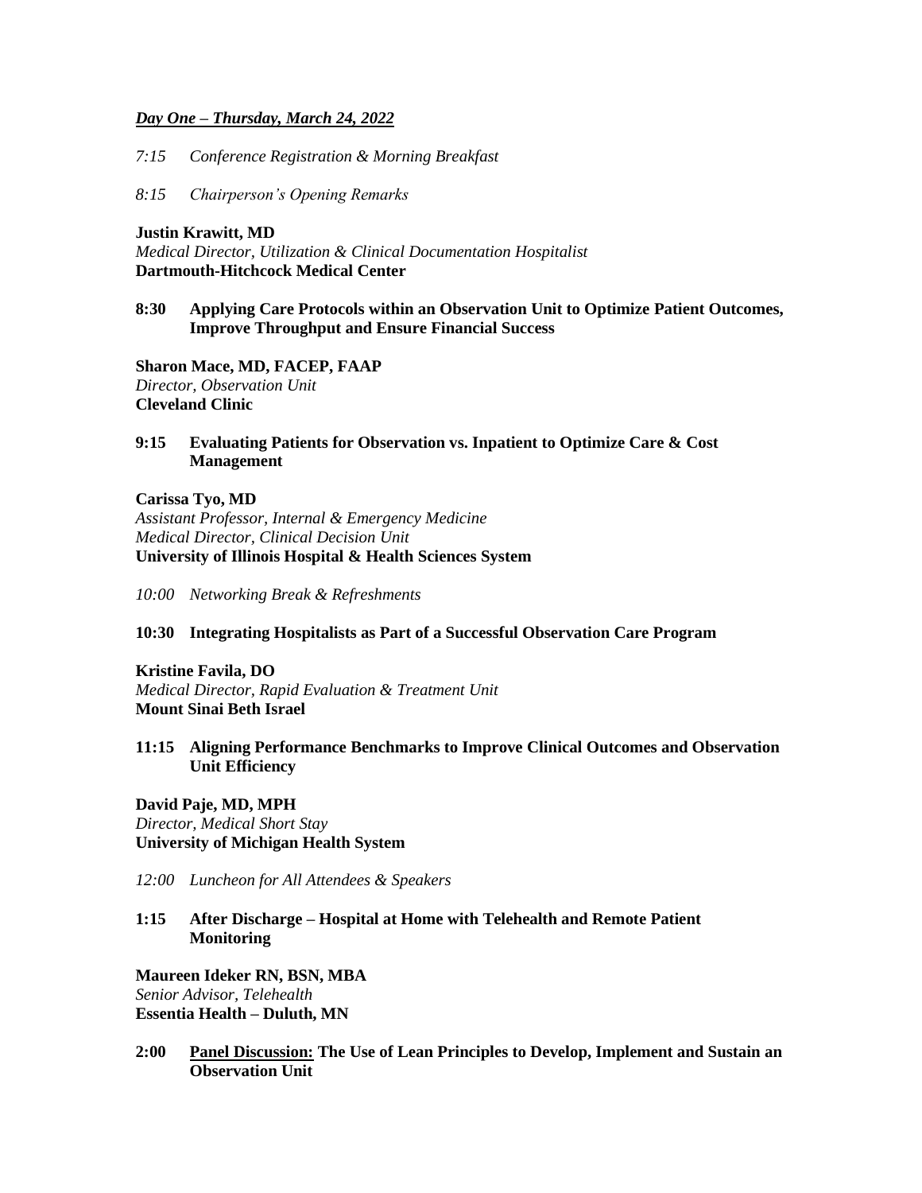***Day One – Thursday, March 24, 2022***

*7:15 Conference Registration & Morning Breakfast*

*8:15 Chairperson's Opening Remarks*

**Justin Krawitt, MD**
*Medical Director, Utilization & Clinical Documentation Hospitalist*
**Dartmouth-Hitchcock Medical Center**

**8:30 Applying Care Protocols within an Observation Unit to Optimize Patient Outcomes, Improve Throughput and Ensure Financial Success**

**Sharon Mace, MD, FACEP, FAAP**
*Director, Observation Unit*
**Cleveland Clinic**

**9:15 Evaluating Patients for Observation vs. Inpatient to Optimize Care & Cost Management**

**Carissa Tyo, MD**
*Assistant Professor, Internal & Emergency Medicine*
*Medical Director, Clinical Decision Unit*
**University of Illinois Hospital & Health Sciences System**

*10:00 Networking Break & Refreshments*

**10:30 Integrating Hospitalists as Part of a Successful Observation Care Program**

**Kristine Favila, DO**
*Medical Director, Rapid Evaluation & Treatment Unit*
**Mount Sinai Beth Israel**

**11:15 Aligning Performance Benchmarks to Improve Clinical Outcomes and Observation Unit Efficiency**

**David Paje, MD, MPH**
*Director, Medical Short Stay*
**University of Michigan Health System**

*12:00 Luncheon for All Attendees & Speakers*

**1:15 After Discharge – Hospital at Home with Telehealth and Remote Patient Monitoring**

**Maureen Ideker RN, BSN, MBA**
*Senior Advisor, Telehealth*
**Essentia Health – Duluth, MN**

**2:00 Panel Discussion: The Use of Lean Principles to Develop, Implement and Sustain an Observation Unit**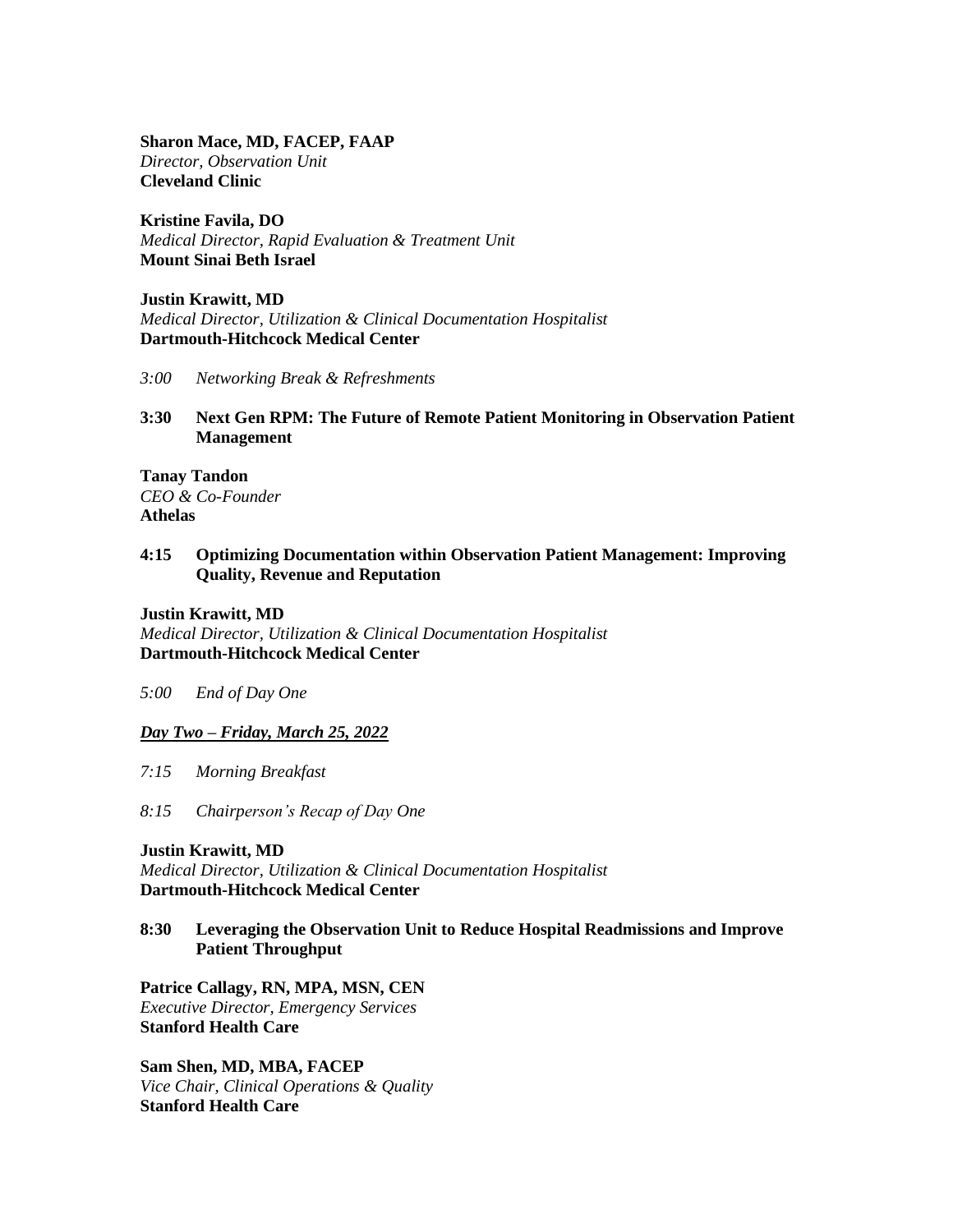**Sharon Mace, MD, FACEP, FAAP**
*Director, Observation Unit*
**Cleveland Clinic**

**Kristine Favila, DO**
*Medical Director, Rapid Evaluation & Treatment Unit*
**Mount Sinai Beth Israel**

**Justin Krawitt, MD**
*Medical Director, Utilization & Clinical Documentation Hospitalist*
**Dartmouth-Hitchcock Medical Center**

*3:00 Networking Break & Refreshments*

**3:30 Next Gen RPM: The Future of Remote Patient Monitoring in Observation Patient Management**

**Tanay Tandon**
*CEO & Co-Founder*
**Athelas**

**4:15 Optimizing Documentation within Observation Patient Management: Improving Quality, Revenue and Reputation**

**Justin Krawitt, MD**
*Medical Director, Utilization & Clinical Documentation Hospitalist*
**Dartmouth-Hitchcock Medical Center**

*5:00 End of Day One*

***Day Two – Friday, March 25, 2022***

*7:15 Morning Breakfast*

*8:15 Chairperson's Recap of Day One*

**Justin Krawitt, MD**
*Medical Director, Utilization & Clinical Documentation Hospitalist*
**Dartmouth-Hitchcock Medical Center**

**8:30 Leveraging the Observation Unit to Reduce Hospital Readmissions and Improve Patient Throughput**

**Patrice Callagy, RN, MPA, MSN, CEN**
*Executive Director, Emergency Services*
**Stanford Health Care**

**Sam Shen, MD, MBA, FACEP**
*Vice Chair, Clinical Operations & Quality*
**Stanford Health Care**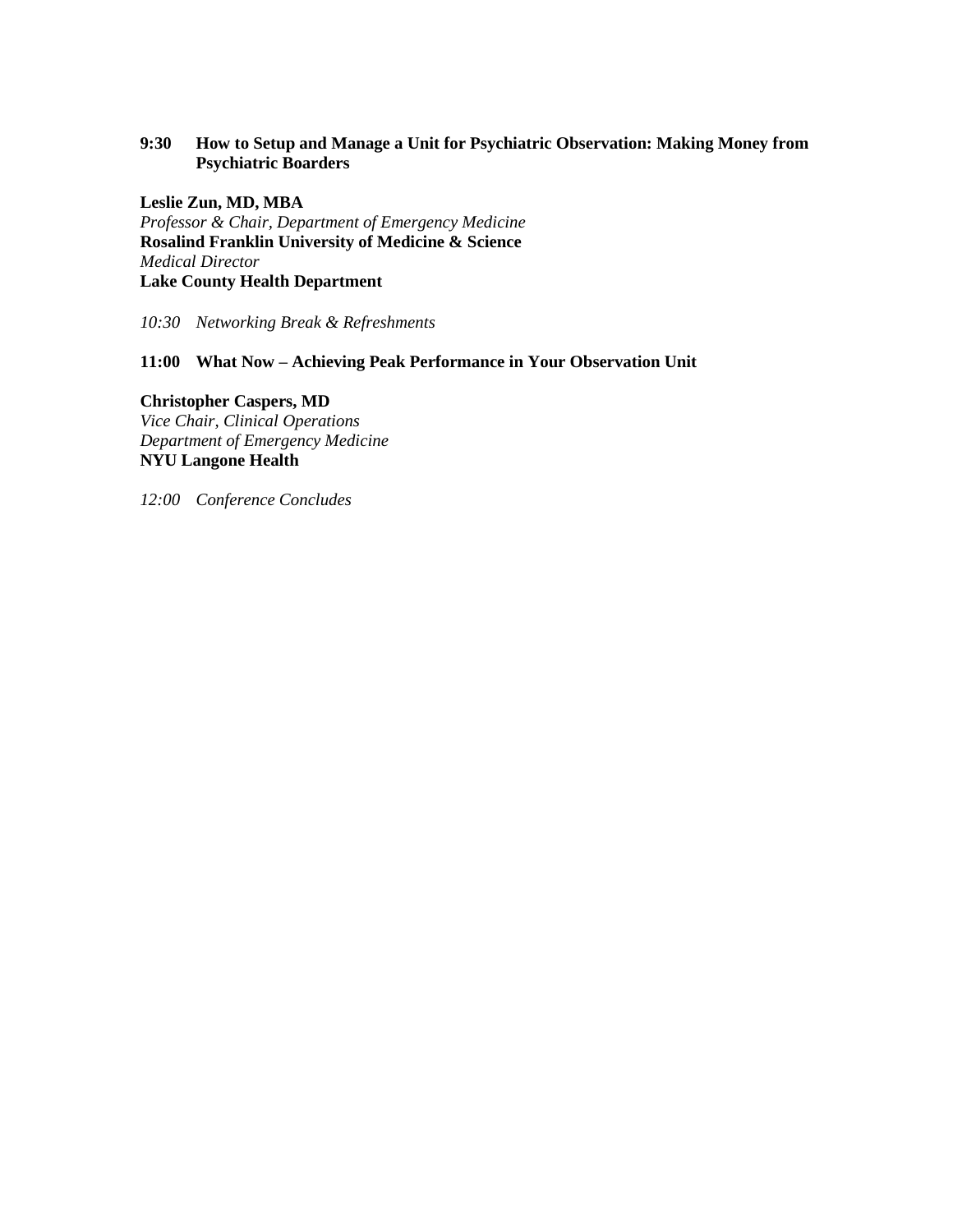**9:30 How to Setup and Manage a Unit for Psychiatric Observation: Making Money from Psychiatric Boarders**

**Leslie Zun, MD, MBA**
*Professor & Chair, Department of Emergency Medicine*
**Rosalind Franklin University of Medicine & Science**
*Medical Director*
**Lake County Health Department**

*10:30 Networking Break & Refreshments*

**11:00 What Now – Achieving Peak Performance in Your Observation Unit**

**Christopher Caspers, MD**
*Vice Chair, Clinical Operations*
*Department of Emergency Medicine*
**NYU Langone Health**

*12:00 Conference Concludes*